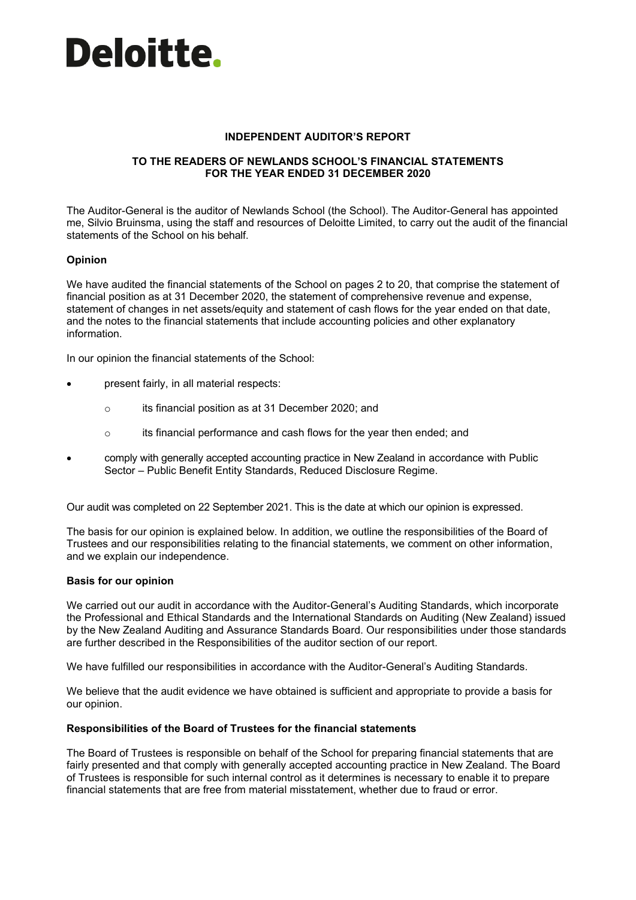Deloitte.

**INDEPENDENT AUDITOR'S REPORT**

**TO THE READERS OF NEWLANDS SCHOOL'S FINANCIAL STATEMENTS FOR THE YEAR ENDED 31 DECEMBER 2020**

The Auditor-General is the auditor of Newlands School (the School). The Auditor-General has appointed me, Silvio Bruinsma, using the staff and resources of Deloitte Limited, to carry out the audit of the financial statements of the School on his behalf.

**Opinion**

We have audited the financial statements of the School on pages 2 to 20, that comprise the statement of financial position as at 31 December 2020, the statement of comprehensive revenue and expense, statement of changes in net assets/equity and statement of cash flows for the year ended on that date, and the notes to the financial statements that include accounting policies and other explanatory information.

In our opinion the financial statements of the School:

- present fairly, in all material respects:
  - its financial position as at 31 December 2020; and
  - its financial performance and cash flows for the year then ended; and
- comply with generally accepted accounting practice in New Zealand in accordance with Public Sector – Public Benefit Entity Standards, Reduced Disclosure Regime.

Our audit was completed on 22 September 2021. This is the date at which our opinion is expressed.

The basis for our opinion is explained below. In addition, we outline the responsibilities of the Board of Trustees and our responsibilities relating to the financial statements, we comment on other information, and we explain our independence.

**Basis for our opinion**

We carried out our audit in accordance with the Auditor-General's Auditing Standards, which incorporate the Professional and Ethical Standards and the International Standards on Auditing (New Zealand) issued by the New Zealand Auditing and Assurance Standards Board. Our responsibilities under those standards are further described in the Responsibilities of the auditor section of our report.

We have fulfilled our responsibilities in accordance with the Auditor-General's Auditing Standards.

We believe that the audit evidence we have obtained is sufficient and appropriate to provide a basis for our opinion.

**Responsibilities of the Board of Trustees for the financial statements**

The Board of Trustees is responsible on behalf of the School for preparing financial statements that are fairly presented and that comply with generally accepted accounting practice in New Zealand. The Board of Trustees is responsible for such internal control as it determines is necessary to enable it to prepare financial statements that are free from material misstatement, whether due to fraud or error.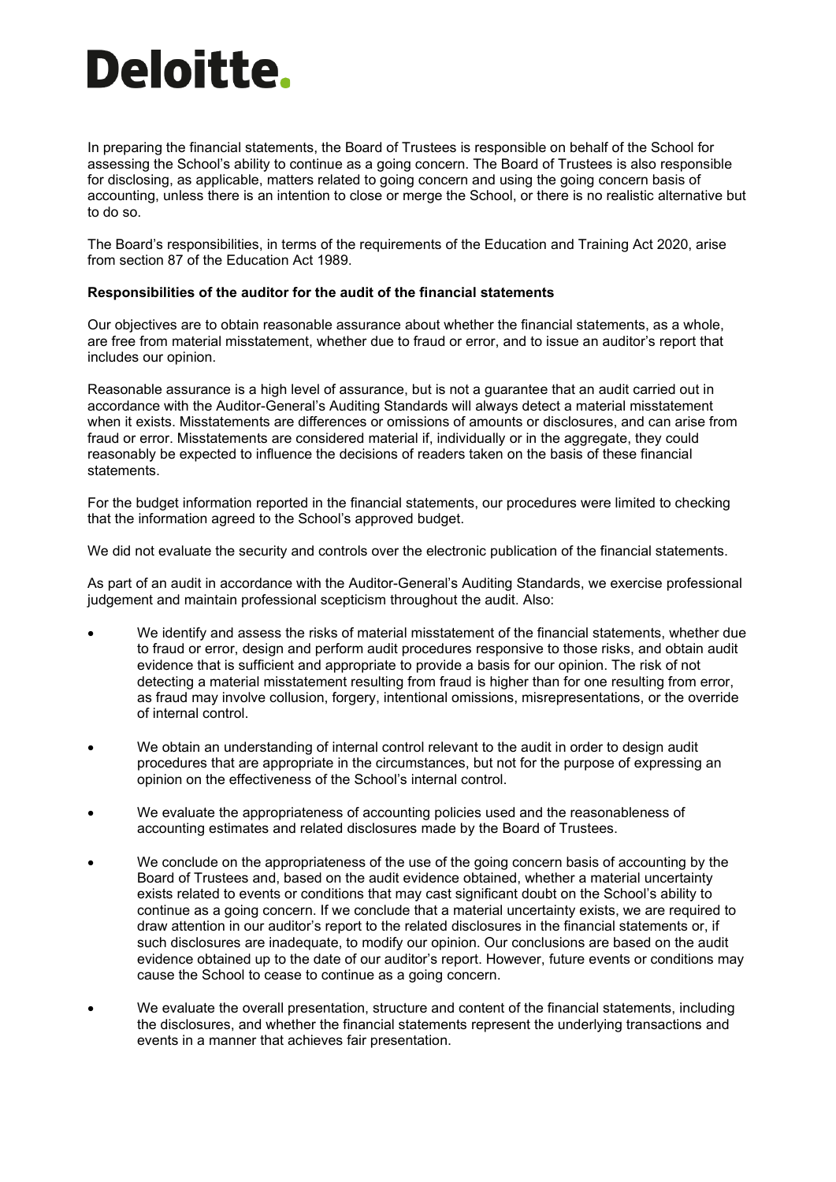In preparing the financial statements, the Board of Trustees is responsible on behalf of the School for assessing the School's ability to continue as a going concern. The Board of Trustees is also responsible for disclosing, as applicable, matters related to going concern and using the going concern basis of accounting, unless there is an intention to close or merge the School, or there is no realistic alternative but to do so.

The Board's responsibilities, in terms of the requirements of the Education and Training Act 2020, arise from section 87 of the Education Act 1989.

**Responsibilities of the auditor for the audit of the financial statements**

Our objectives are to obtain reasonable assurance about whether the financial statements, as a whole, are free from material misstatement, whether due to fraud or error, and to issue an auditor's report that includes our opinion.

Reasonable assurance is a high level of assurance, but is not a guarantee that an audit carried out in accordance with the Auditor-General's Auditing Standards will always detect a material misstatement when it exists. Misstatements are differences or omissions of amounts or disclosures, and can arise from fraud or error. Misstatements are considered material if, individually or in the aggregate, they could reasonably be expected to influence the decisions of readers taken on the basis of these financial statements.

For the budget information reported in the financial statements, our procedures were limited to checking that the information agreed to the School's approved budget.

We did not evaluate the security and controls over the electronic publication of the financial statements.

As part of an audit in accordance with the Auditor-General's Auditing Standards, we exercise professional judgement and maintain professional scepticism throughout the audit. Also:

- We identify and assess the risks of material misstatement of the financial statements, whether due to fraud or error, design and perform audit procedures responsive to those risks, and obtain audit evidence that is sufficient and appropriate to provide a basis for our opinion. The risk of not detecting a material misstatement resulting from fraud is higher than for one resulting from error, as fraud may involve collusion, forgery, intentional omissions, misrepresentations, or the override of internal control.
- We obtain an understanding of internal control relevant to the audit in order to design audit procedures that are appropriate in the circumstances, but not for the purpose of expressing an opinion on the effectiveness of the School's internal control.
- We evaluate the appropriateness of accounting policies used and the reasonableness of accounting estimates and related disclosures made by the Board of Trustees.
- We conclude on the appropriateness of the use of the going concern basis of accounting by the Board of Trustees and, based on the audit evidence obtained, whether a material uncertainty exists related to events or conditions that may cast significant doubt on the School's ability to continue as a going concern. If we conclude that a material uncertainty exists, we are required to draw attention in our auditor's report to the related disclosures in the financial statements or, if such disclosures are inadequate, to modify our opinion. Our conclusions are based on the audit evidence obtained up to the date of our auditor's report. However, future events or conditions may cause the School to cease to continue as a going concern.
- We evaluate the overall presentation, structure and content of the financial statements, including the disclosures, and whether the financial statements represent the underlying transactions and events in a manner that achieves fair presentation.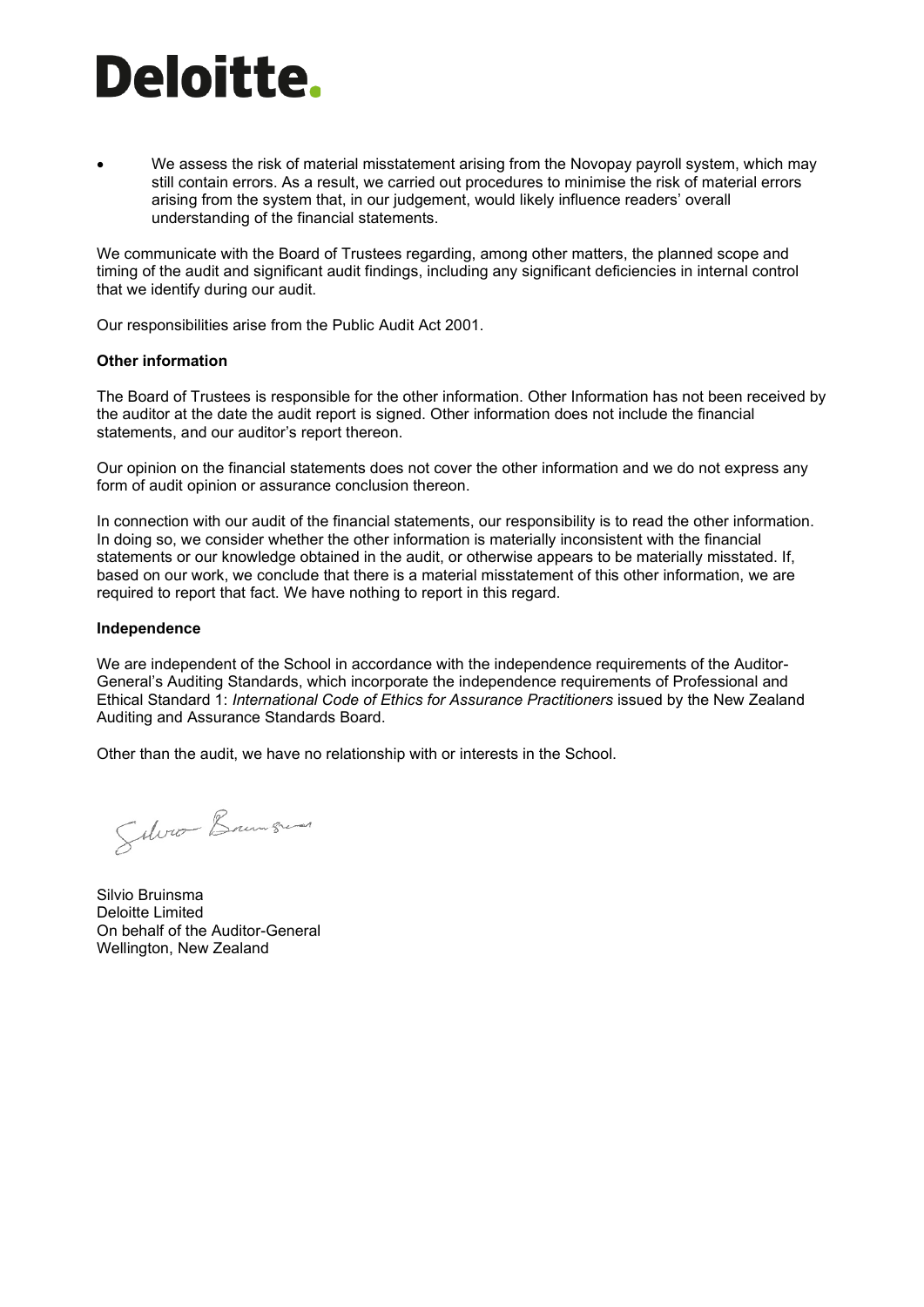- We assess the risk of material misstatement arising from the Novopay payroll system, which may still contain errors. As a result, we carried out procedures to minimise the risk of material errors arising from the system that, in our judgement, would likely influence readers' overall understanding of the financial statements.

We communicate with the Board of Trustees regarding, among other matters, the planned scope and timing of the audit and significant audit findings, including any significant deficiencies in internal control that we identify during our audit.

Our responsibilities arise from the Public Audit Act 2001.

**Other information**

The Board of Trustees is responsible for the other information. Other Information has not been received by the auditor at the date the audit report is signed. Other information does not include the financial statements, and our auditor's report thereon.

Our opinion on the financial statements does not cover the other information and we do not express any form of audit opinion or assurance conclusion thereon.

In connection with our audit of the financial statements, our responsibility is to read the other information. In doing so, we consider whether the other information is materially inconsistent with the financial statements or our knowledge obtained in the audit, or otherwise appears to be materially misstated. If, based on our work, we conclude that there is a material misstatement of this other information, we are required to report that fact. We have nothing to report in this regard.

**Independence**

We are independent of the School in accordance with the independence requirements of the Auditor-General's Auditing Standards, which incorporate the independence requirements of Professional and Ethical Standard 1: *International Code of Ethics for Assurance Practitioners* issued by the New Zealand Auditing and Assurance Standards Board.

Other than the audit, we have no relationship with or interests in the School.

Silvio Bruinsma
Deloitte Limited
On behalf of the Auditor-General
Wellington, New Zealand